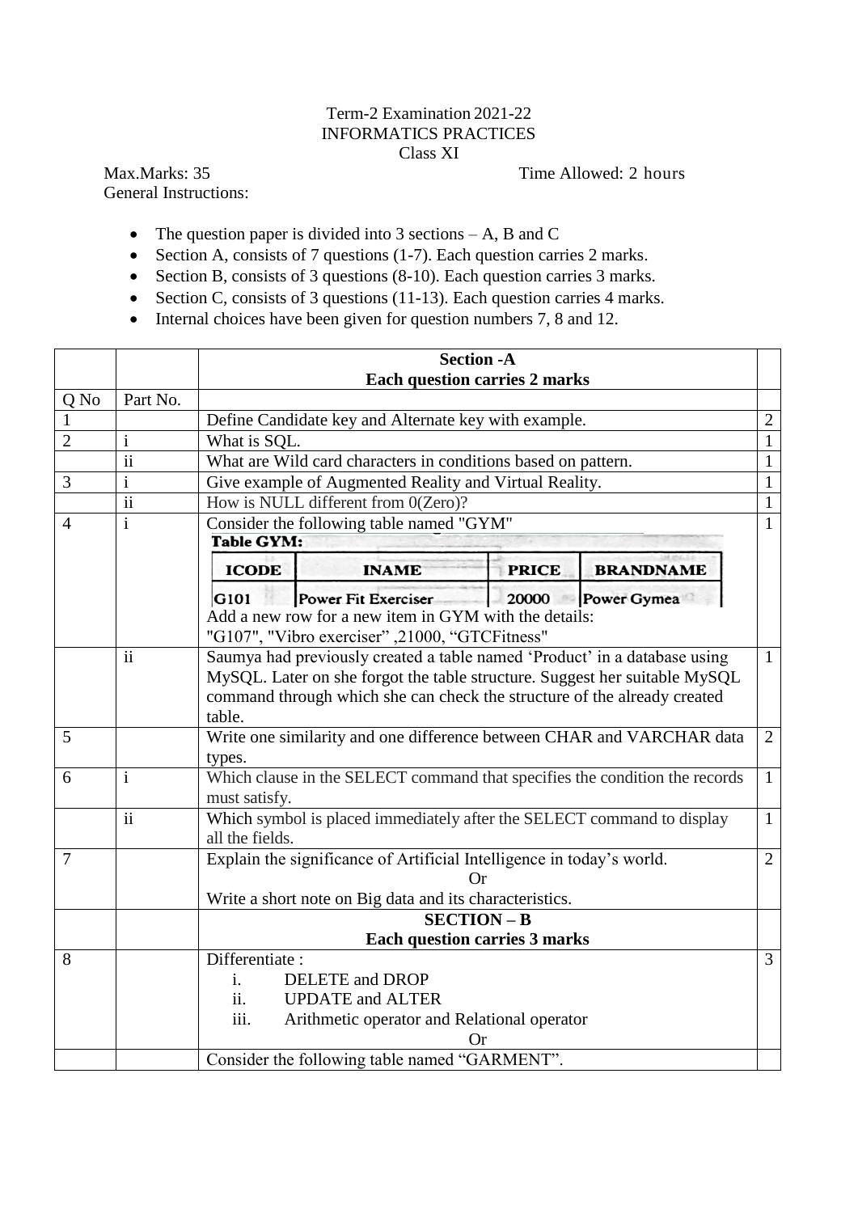Term-2 Examination 2021-22
INFORMATICS PRACTICES
Class XI

Max.Marks: 35 Time Allowed: 2 hours

General Instructions:

- The question paper is divided into 3 sections – A, B and C
- Section A, consists of 7 questions (1-7). Each question carries 2 marks.
- Section B, consists of 3 questions (8-10). Each question carries 3 marks.
- Section C, consists of 3 questions (11-13). Each question carries 4 marks.
- Internal choices have been given for question numbers 7, 8 and 12.

| | | **Section -A**<br>**Each question carries 2 marks** | |
|---|---|---|---|
| Q No | Part No. | | |
| 1 | | Define Candidate key and Alternate key with example. | 2 |
| 2 | i | What is SQL. | 1 |
| | ii | What are Wild card characters in conditions based on pattern. | 1 |
| 3 | i | Give example of Augmented Reality and Virtual Reality. | 1 |
| | ii | How is NULL different from 0(Zero)? | 1 |
| 4 | i | Consider the following table named "GYM"<br>**Table GYM:**<br>ICODE \| INAME \| PRICE \| BRANDNAME<br>G101 \| Power Fit Exerciser \| 20000 \| Power Gymea<br>Add a new row for a new item in GYM with the details:<br>"G107", "Vibro exerciser" ,21000, "GTCFitness" | 1 |
| | ii | Saumya had previously created a table named 'Product' in a database using MySQL. Later on she forgot the table structure. Suggest her suitable MySQL command through which she can check the structure of the already created table. | 1 |
| 5 | | Write one similarity and one difference between CHAR and VARCHAR data types. | 2 |
| 6 | i | Which clause in the SELECT command that specifies the condition the records must satisfy. | 1 |
| | ii | Which symbol is placed immediately after the SELECT command to display all the fields. | 1 |
| 7 | | Explain the significance of Artificial Intelligence in today's world.<br>Or<br>Write a short note on Big data and its characteristics. | 2 |
| | | **SECTION – B**<br>**Each question carries 3 marks** | |
| 8 | | Differentiate :<br>i. DELETE and DROP<br>ii. UPDATE and ALTER<br>iii. Arithmetic operator and Relational operator<br>Or | 3 |
| | | Consider the following table named "GARMENT". | |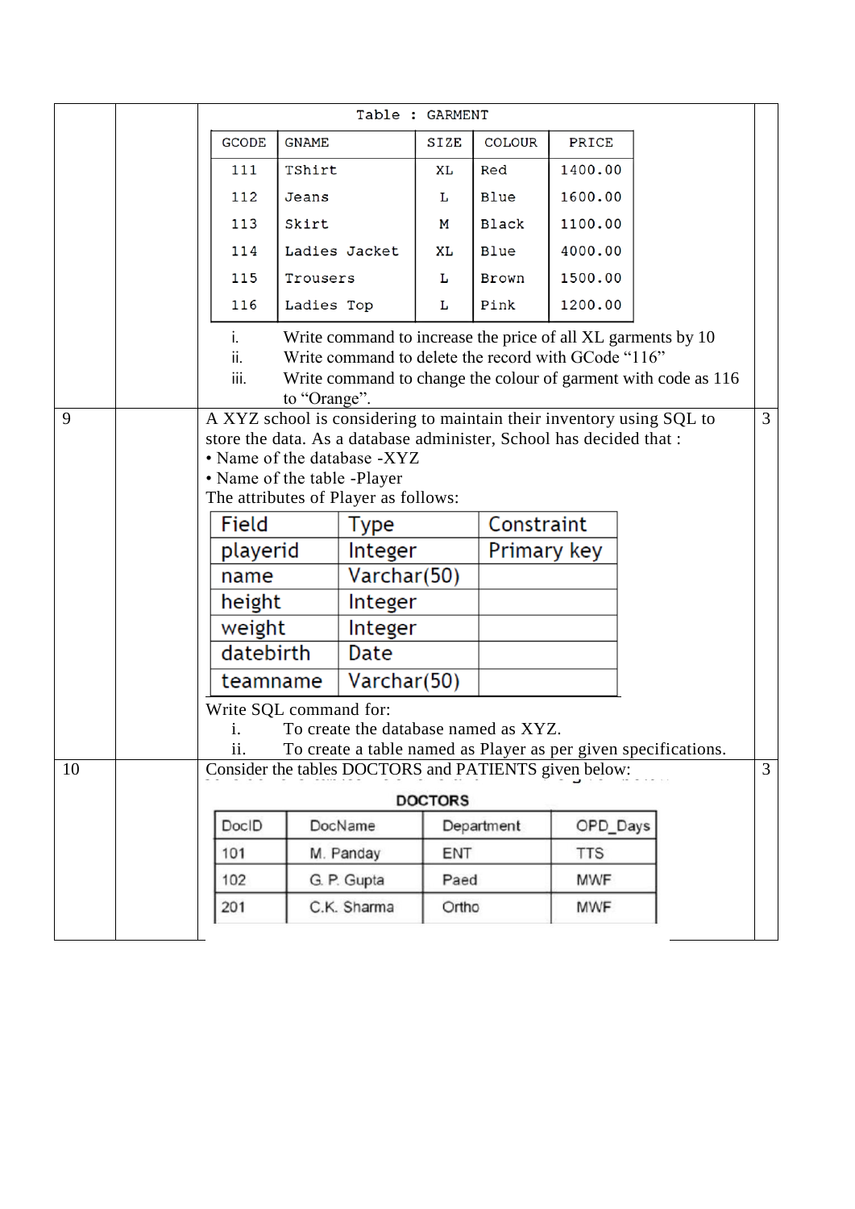Table : GARMENT

| GCODE | GNAME | SIZE | COLOUR | PRICE |
|---|---|---|---|---|
| 111 | TShirt | XL | Red | 1400.00 |
| 112 | Jeans | L | Blue | 1600.00 |
| 113 | Skirt | M | Black | 1100.00 |
| 114 | Ladies Jacket | XL | Blue | 4000.00 |
| 115 | Trousers | L | Brown | 1500.00 |
| 116 | Ladies Top | L | Pink | 1200.00 |

i. Write command to increase the price of all XL garments by 10
ii. Write command to delete the record with GCode "116"
iii. Write command to change the colour of garment with code as 116 to "Orange".

**9** A XYZ school is considering to maintain their inventory using SQL to store the data. As a database administer, School has decided that : (3)

- Name of the database -XYZ
- Name of the table -Player

The attributes of Player as follows:

| Field | Type | Constraint |
|---|---|---|
| playerid | Integer | Primary key |
| name | Varchar(50) | |
| height | Integer | |
| weight | Integer | |
| datebirth | Date | |
| teamname | Varchar(50) | |

Write SQL command for:

i. To create the database named as XYZ.
ii. To create a table named as Player as per given specifications.

**10** Consider the tables DOCTORS and PATIENTS given below: (3)

**DOCTORS**

| DocID | DocName | Department | OPD_Days |
|---|---|---|---|
| 101 | M. Panday | ENT | TTS |
| 102 | G. P. Gupta | Paed | MWF |
| 201 | C.K. Sharma | Ortho | MWF |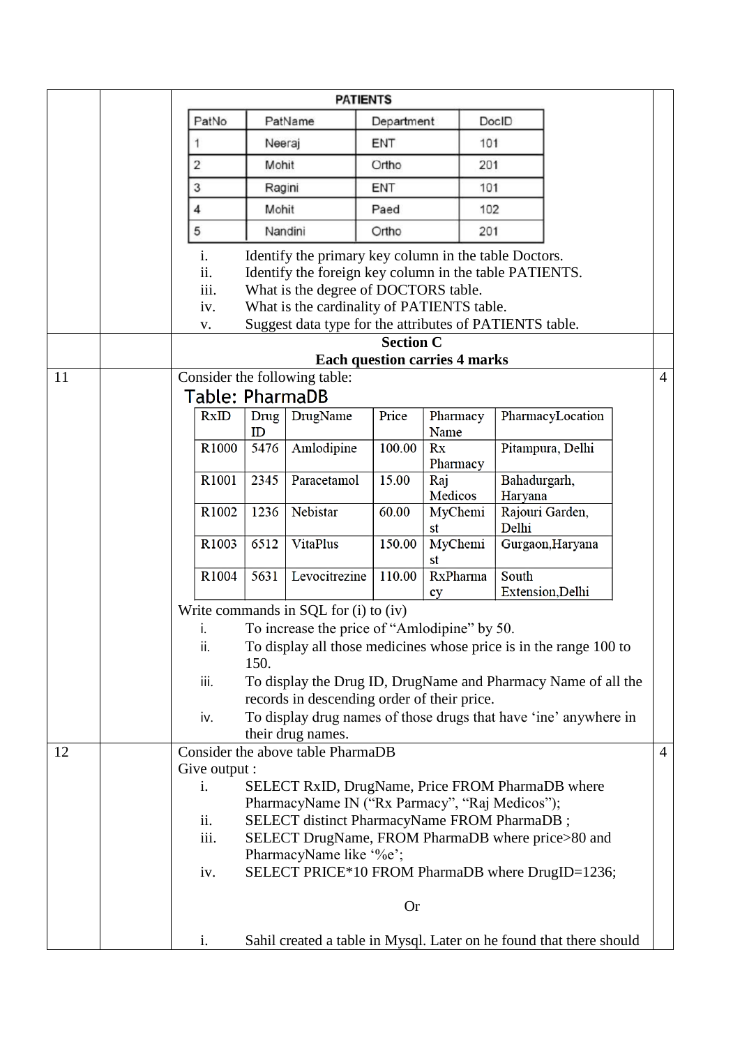**PATIENTS**

| PatNo | PatName | Department | DocID |
|---|---|---|---|
| 1 | Neeraj | ENT | 101 |
| 2 | Mohit | Ortho | 201 |
| 3 | Ragini | ENT | 101 |
| 4 | Mohit | Paed | 102 |
| 5 | Nandini | Ortho | 201 |

i. Identify the primary key column in the table Doctors.
ii. Identify the foreign key column in the table PATIENTS.
iii. What is the degree of DOCTORS table.
iv. What is the cardinality of PATIENTS table.
v. Suggest data type for the attributes of PATIENTS table.

**Section C**
**Each question carries 4 marks**

**11** Consider the following table: (4)

**Table: PharmaDB**

| RxID | Drug ID | DrugName | Price | Pharmacy Name | PharmacyLocation |
|---|---|---|---|---|---|
| R1000 | 5476 | Amlodipine | 100.00 | Rx Pharmacy | Pitampura, Delhi |
| R1001 | 2345 | Paracetamol | 15.00 | Raj Medicos | Bahadurgarh, Haryana |
| R1002 | 1236 | Nebistar | 60.00 | MyChemist | Rajouri Garden, Delhi |
| R1003 | 6512 | VitaPlus | 150.00 | MyChemist | Gurgaon,Haryana |
| R1004 | 5631 | Levocitrezine | 110.00 | RxPharmacy | South Extension,Delhi |

Write commands in SQL for (i) to (iv)

i. To increase the price of "Amlodipine" by 50.
ii. To display all those medicines whose price is in the range 100 to 150.
iii. To display the Drug ID, DrugName and Pharmacy Name of all the records in descending order of their price.
iv. To display drug names of those drugs that have 'ine' anywhere in their drug names.

**12** Consider the above table PharmaDB (4)

Give output :

i. SELECT RxID, DrugName, Price FROM PharmaDB where PharmacyName IN ("Rx Parmacy", "Raj Medicos");
ii. SELECT distinct PharmacyName FROM PharmaDB ;
iii. SELECT DrugName, FROM PharmaDB where price>80 and PharmacyName like '%e';
iv. SELECT PRICE*10 FROM PharmaDB where DrugID=1236;

Or

i. Sahil created a table in Mysql. Later on he found that there should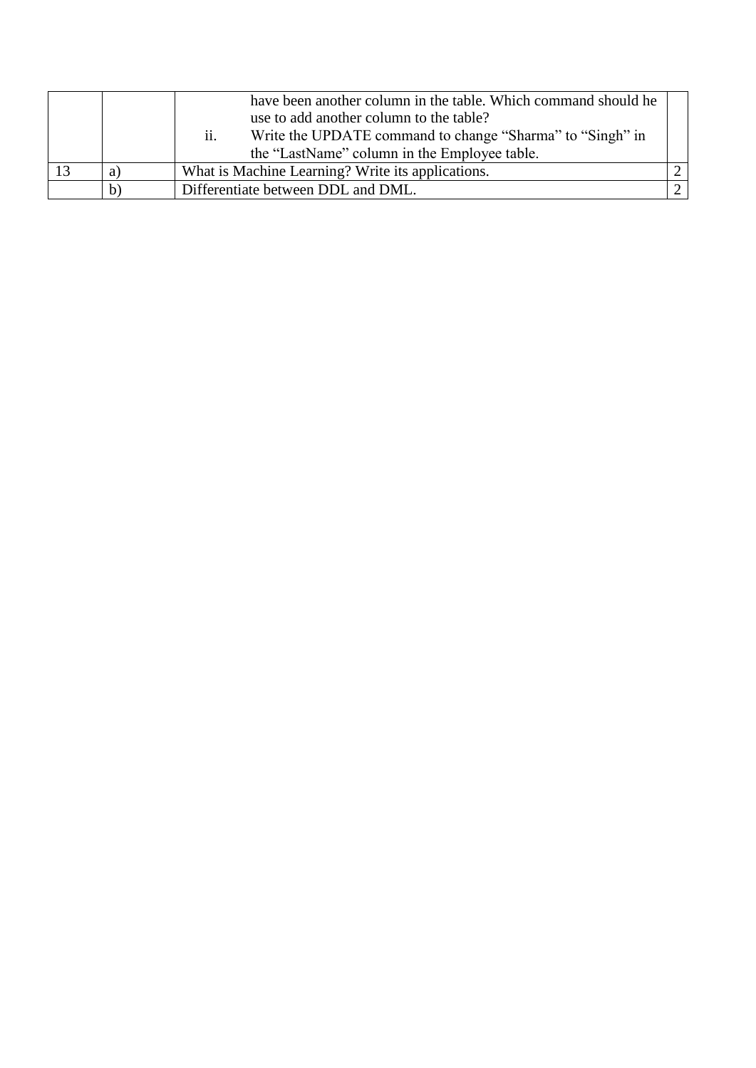| | | | |
|---|---|---|---|
| | | have been another column in the table. Which command should he use to add another column to the table?<br>ii. Write the UPDATE command to change "Sharma" to "Singh" in the "LastName" column in the Employee table. | |
| 13 | a) | What is Machine Learning? Write its applications. | 2 |
| | b) | Differentiate between DDL and DML. | 2 |